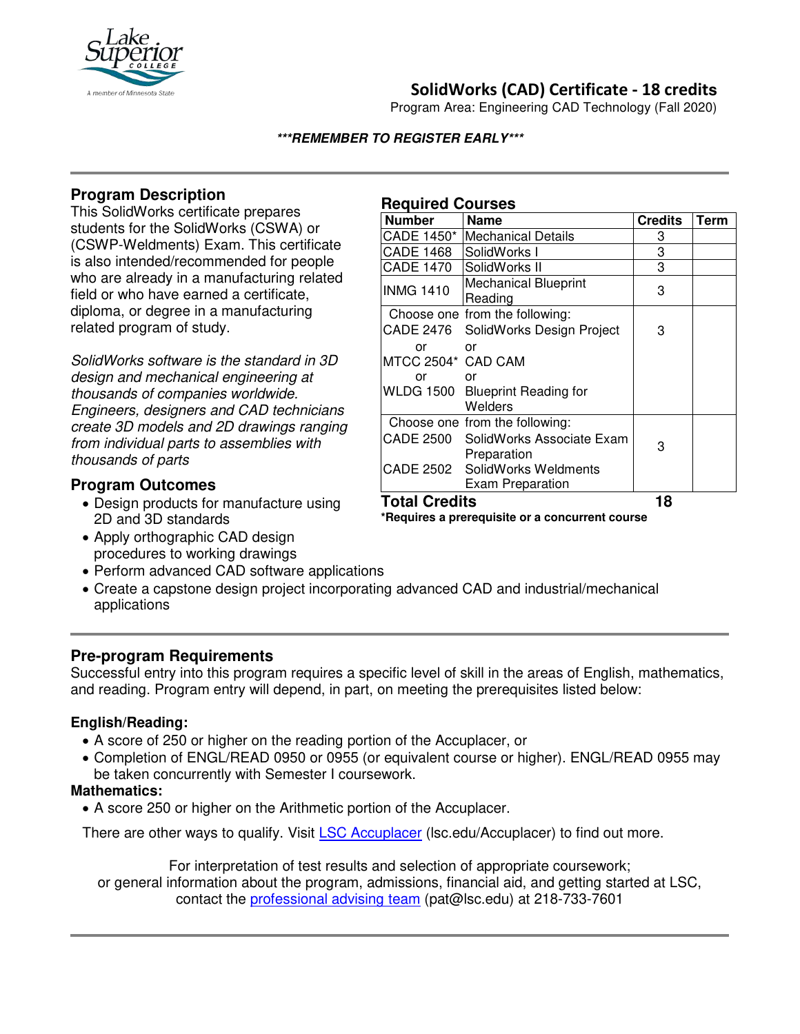# SolidWorks (CAD) Certificate - 18 credits

Program Area: Engineering CAD Technology (Fall 2020)

***\*\*\*REMEMBER TO REGISTER EARLY\*\*\****

## Program Description

This SolidWorks certificate prepares students for the SolidWorks (CSWA) or (CSWP-Weldments) Exam. This certificate is also intended/recommended for people who are already in a manufacturing related field or who have earned a certificate, diploma, or degree in a manufacturing related program of study.

*SolidWorks software is the standard in 3D design and mechanical engineering at thousands of companies worldwide. Engineers, designers and CAD technicians create 3D models and 2D drawings ranging from individual parts to assemblies with thousands of parts*

## Program Outcomes

- Design products for manufacture using 2D and 3D standards
- Apply orthographic CAD design procedures to working drawings
- Perform advanced CAD software applications
- Create a capstone design project incorporating advanced CAD and industrial/mechanical applications

## Required Courses

| Number | Name | Credits | Term |
|---|---|---|---|
| CADE 1450* | Mechanical Details | 3 | |
| CADE 1468 | SolidWorks I | 3 | |
| CADE 1470 | SolidWorks II | 3 | |
| INMG 1410 | Mechanical Blueprint Reading | 3 | |
| Choose one from the following:<br>CADE 2476<br>or<br>MTCC 2504*<br>or<br>WLDG 1500 | <br>SolidWorks Design Project<br>or<br>CAD CAM<br>or<br>Blueprint Reading for Welders | 3 | |
| Choose one from the following:<br>CADE 2500<br>CADE 2502 | <br>SolidWorks Associate Exam Preparation<br>SolidWorks Weldments Exam Preparation | 3 | |
| **Total Credits** | | **18** | |

**\*Requires a prerequisite or a concurrent course**

## Pre-program Requirements

Successful entry into this program requires a specific level of skill in the areas of English, mathematics, and reading. Program entry will depend, in part, on meeting the prerequisites listed below:

### English/Reading:

- A score of 250 or higher on the reading portion of the Accuplacer, or
- Completion of ENGL/READ 0950 or 0955 (or equivalent course or higher). ENGL/READ 0955 may be taken concurrently with Semester I coursework.

### Mathematics:

- A score 250 or higher on the Arithmetic portion of the Accuplacer.

There are other ways to qualify. Visit LSC Accuplacer (lsc.edu/Accuplacer) to find out more.

For interpretation of test results and selection of appropriate coursework; or general information about the program, admissions, financial aid, and getting started at LSC, contact the professional advising team (pat@lsc.edu) at 218-733-7601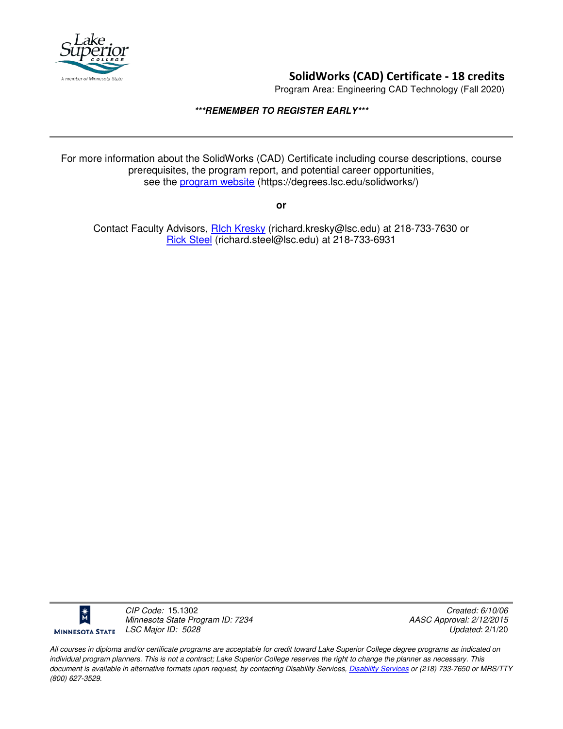# SolidWorks (CAD) Certificate - 18 credits

Program Area: Engineering CAD Technology (Fall 2020)

***\*\*\*REMEMBER TO REGISTER EARLY\*\*\****

---

For more information about the SolidWorks (CAD) Certificate including course descriptions, course prerequisites, the program report, and potential career opportunities, see the [program website](https://degrees.lsc.edu/solidworks/) (https://degrees.lsc.edu/solidworks/)

**or**

Contact Faculty Advisors, [RIch Kresky](mailto:richard.kresky@lsc.edu) (richard.kresky@lsc.edu) at 218-733-7630 or [Rick Steel](mailto:richard.steel@lsc.edu) (richard.steel@lsc.edu) at 218-733-6931

---

*CIP Code:* 15.1302
*Minnesota State Program ID: 7234*
*LSC Major ID: 5028*

*Created: 6/10/06*
*AASC Approval: 2/12/2015*
*Updated*: 2/1/20

*All courses in diploma and/or certificate programs are acceptable for credit toward Lake Superior College degree programs as indicated on individual program planners. This is not a contract; Lake Superior College reserves the right to change the planner as necessary. This document is available in alternative formats upon request, by contacting Disability Services, [Disability Services]() or (218) 733-7650 or MRS/TTY (800) 627-3529.*